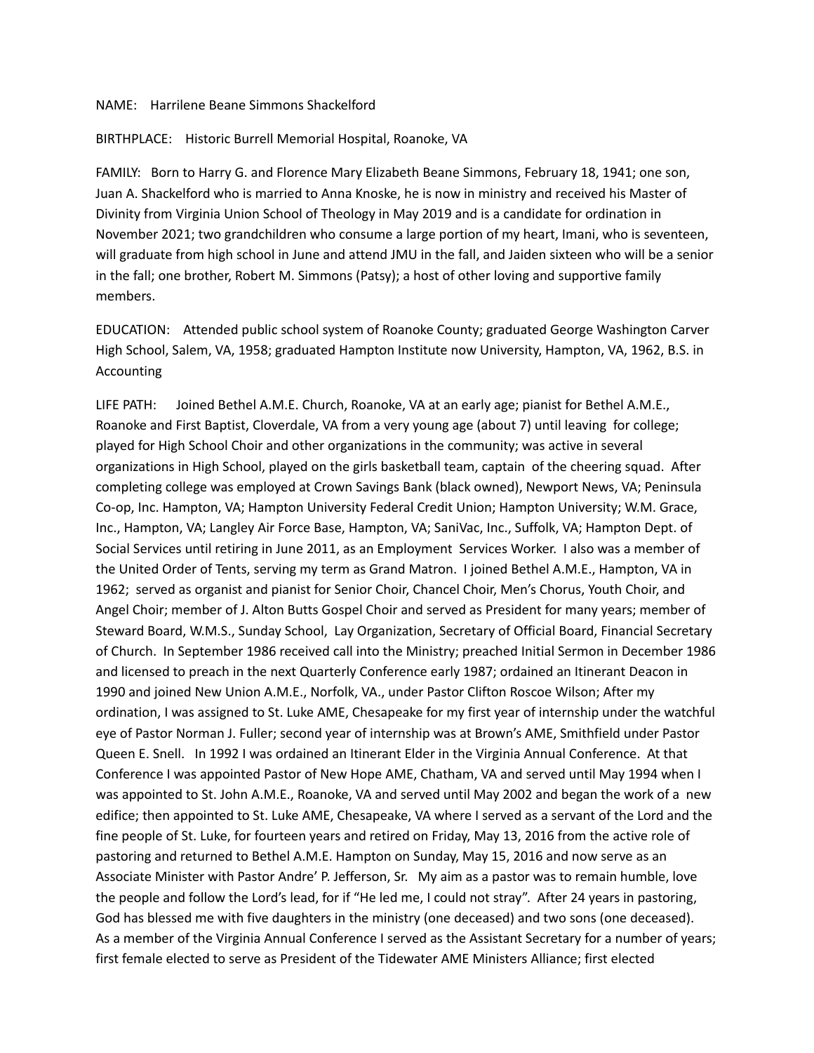NAME: Harrilene Beane Simmons Shackelford

BIRTHPLACE: Historic Burrell Memorial Hospital, Roanoke, VA

FAMILY: Born to Harry G. and Florence Mary Elizabeth Beane Simmons, February 18, 1941; one son, Juan A. Shackelford who is married to Anna Knoske, he is now in ministry and received his Master of Divinity from Virginia Union School of Theology in May 2019 and is a candidate for ordination in November 2021; two grandchildren who consume a large portion of my heart, Imani, who is seventeen, will graduate from high school in June and attend JMU in the fall, and Jaiden sixteen who will be a senior in the fall; one brother, Robert M. Simmons (Patsy); a host of other loving and supportive family members.

EDUCATION: Attended public school system of Roanoke County; graduated George Washington Carver High School, Salem, VA, 1958; graduated Hampton Institute now University, Hampton, VA, 1962, B.S. in Accounting

LIFE PATH: Joined Bethel A.M.E. Church, Roanoke, VA at an early age; pianist for Bethel A.M.E., Roanoke and First Baptist, Cloverdale, VA from a very young age (about 7) until leaving for college; played for High School Choir and other organizations in the community; was active in several organizations in High School, played on the girls basketball team, captain of the cheering squad. After completing college was employed at Crown Savings Bank (black owned), Newport News, VA; Peninsula Co-op, Inc. Hampton, VA; Hampton University Federal Credit Union; Hampton University; W.M. Grace, Inc., Hampton, VA; Langley Air Force Base, Hampton, VA; SaniVac, Inc., Suffolk, VA; Hampton Dept. of Social Services until retiring in June 2011, as an Employment Services Worker. I also was a member of the United Order of Tents, serving my term as Grand Matron. I joined Bethel A.M.E., Hampton, VA in 1962; served as organist and pianist for Senior Choir, Chancel Choir, Men's Chorus, Youth Choir, and Angel Choir; member of J. Alton Butts Gospel Choir and served as President for many years; member of Steward Board, W.M.S., Sunday School, Lay Organization, Secretary of Official Board, Financial Secretary of Church. In September 1986 received call into the Ministry; preached Initial Sermon in December 1986 and licensed to preach in the next Quarterly Conference early 1987; ordained an Itinerant Deacon in 1990 and joined New Union A.M.E., Norfolk, VA., under Pastor Clifton Roscoe Wilson; After my ordination, I was assigned to St. Luke AME, Chesapeake for my first year of internship under the watchful eye of Pastor Norman J. Fuller; second year of internship was at Brown's AME, Smithfield under Pastor Queen E. Snell. In 1992 I was ordained an Itinerant Elder in the Virginia Annual Conference. At that Conference I was appointed Pastor of New Hope AME, Chatham, VA and served until May 1994 when I was appointed to St. John A.M.E., Roanoke, VA and served until May 2002 and began the work of a new edifice; then appointed to St. Luke AME, Chesapeake, VA where I served as a servant of the Lord and the fine people of St. Luke, for fourteen years and retired on Friday, May 13, 2016 from the active role of pastoring and returned to Bethel A.M.E. Hampton on Sunday, May 15, 2016 and now serve as an Associate Minister with Pastor Andre' P. Jefferson, Sr. My aim as a pastor was to remain humble, love the people and follow the Lord's lead, for if "He led me, I could not stray". After 24 years in pastoring, God has blessed me with five daughters in the ministry (one deceased) and two sons (one deceased). As a member of the Virginia Annual Conference I served as the Assistant Secretary for a number of years; first female elected to serve as President of the Tidewater AME Ministers Alliance; first elected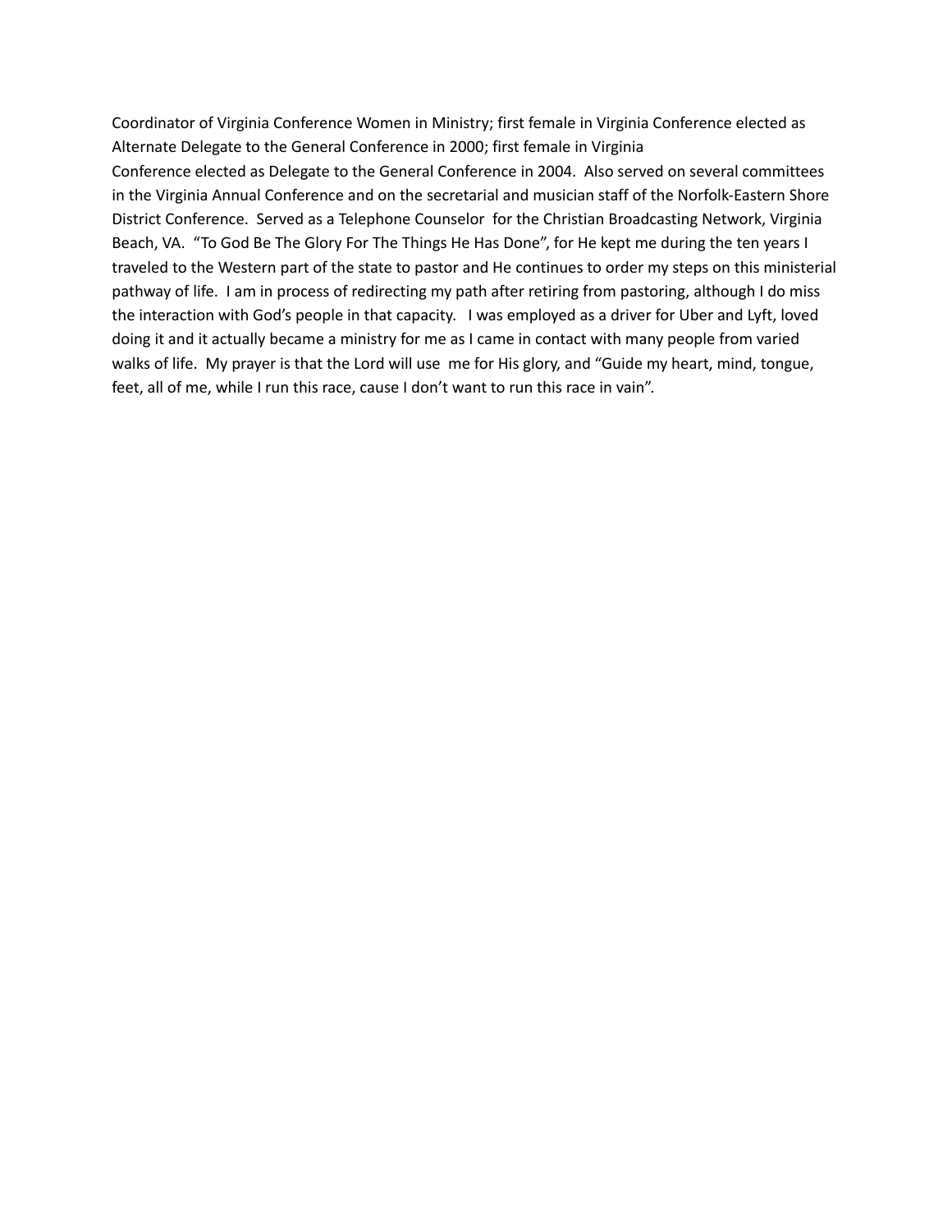Coordinator of Virginia Conference Women in Ministry; first female in Virginia Conference elected as Alternate Delegate to the General Conference in 2000; first female in Virginia Conference elected as Delegate to the General Conference in 2004. Also served on several committees in the Virginia Annual Conference and on the secretarial and musician staff of the Norfolk-Eastern Shore District Conference. Served as a Telephone Counselor for the Christian Broadcasting Network, Virginia Beach, VA. "To God Be The Glory For The Things He Has Done", for He kept me during the ten years I traveled to the Western part of the state to pastor and He continues to order my steps on this ministerial pathway of life. I am in process of redirecting my path after retiring from pastoring, although I do miss the interaction with God's people in that capacity. I was employed as a driver for Uber and Lyft, loved doing it and it actually became a ministry for me as I came in contact with many people from varied walks of life. My prayer is that the Lord will use me for His glory, and "Guide my heart, mind, tongue, feet, all of me, while I run this race, cause I don't want to run this race in vain".